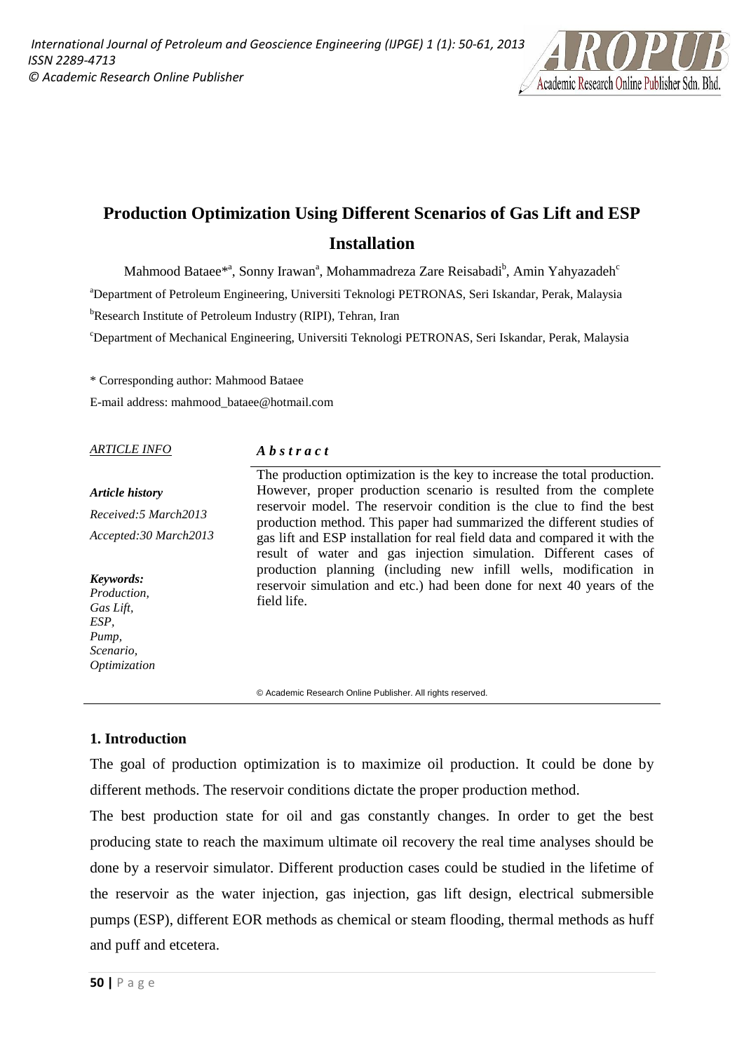# Production Optimization Using Different Scenarios of Gas Lift and ESP Installation

Mahmood Bataee*[a], Sonny Irawan[a], Mohammadreza Zare Reisabadi[b], Amin Yahyazadeh[c]

[a]Department of Petroleum Engineering, Universiti Teknologi PETRONAS, Seri Iskandar, Perak, Malaysia

[b]Research Institute of Petroleum Industry (RIPI), Tehran, Iran

[c]Department of Mechanical Engineering, Universiti Teknologi PETRONAS, Seri Iskandar, Perak, Malaysia

\* Corresponding author: Mahmood Bataee

E-mail address: mahmood_bataee@hotmail.com

*ARTICLE INFO*

***Article history***

*Received:5 March2013*

*Accepted:30 March2013*

***Keywords:***
*Production,*
*Gas Lift,*
*ESP,*
*Pump,*
*Scenario,*
*Optimization*

***Abstract***

The production optimization is the key to increase the total production. However, proper production scenario is resulted from the complete reservoir model. The reservoir condition is the clue to find the best production method. This paper had summarized the different studies of gas lift and ESP installation for real field data and compared it with the result of water and gas injection simulation. Different cases of production planning (including new infill wells, modification in reservoir simulation and etc.) had been done for next 40 years of the field life.

© Academic Research Online Publisher. All rights reserved.

## 1. Introduction

The goal of production optimization is to maximize oil production. It could be done by different methods. The reservoir conditions dictate the proper production method.

The best production state for oil and gas constantly changes. In order to get the best producing state to reach the maximum ultimate oil recovery the real time analyses should be done by a reservoir simulator. Different production cases could be studied in the lifetime of the reservoir as the water injection, gas injection, gas lift design, electrical submersible pumps (ESP), different EOR methods as chemical or steam flooding, thermal methods as huff and puff and etcetera.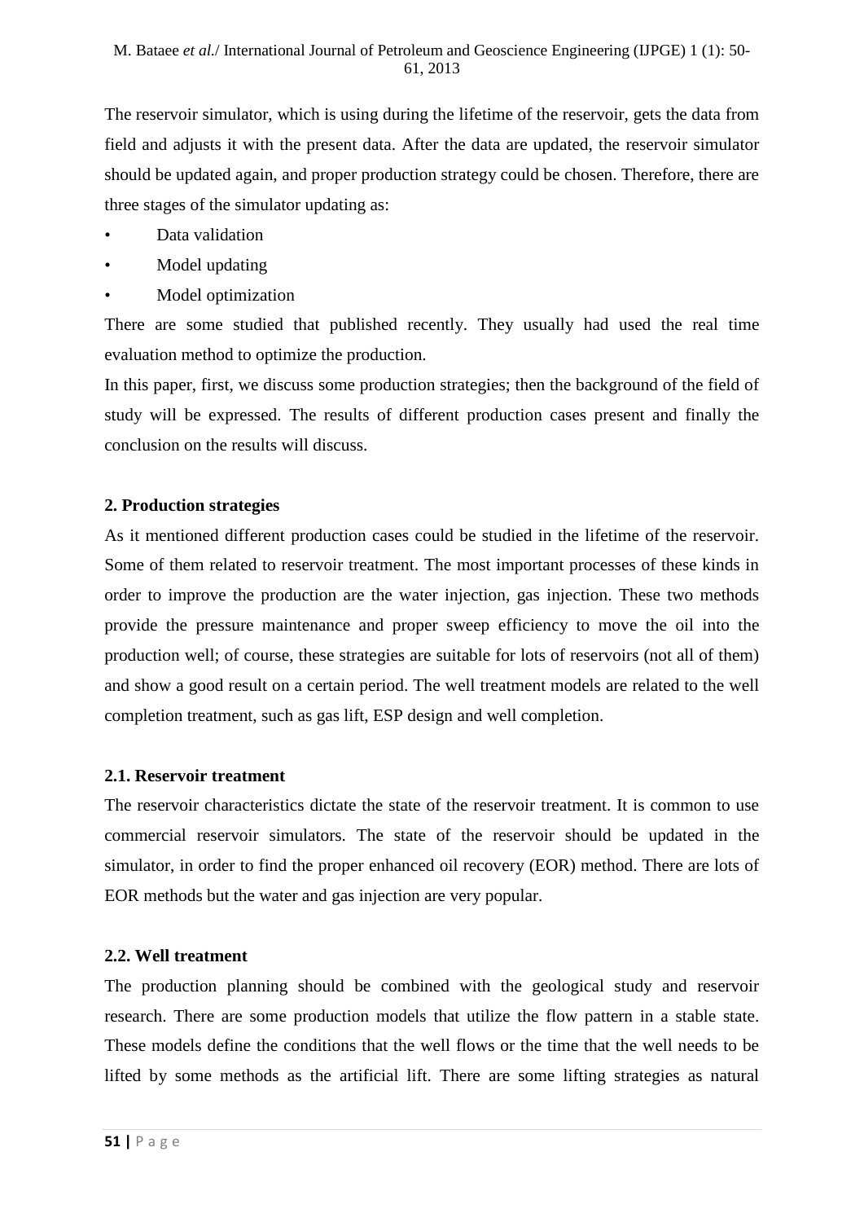The reservoir simulator, which is using during the lifetime of the reservoir, gets the data from field and adjusts it with the present data. After the data are updated, the reservoir simulator should be updated again, and proper production strategy could be chosen. Therefore, there are three stages of the simulator updating as:

- Data validation
- Model updating
- Model optimization

There are some studied that published recently. They usually had used the real time evaluation method to optimize the production.

In this paper, first, we discuss some production strategies; then the background of the field of study will be expressed. The results of different production cases present and finally the conclusion on the results will discuss.

## 2. Production strategies

As it mentioned different production cases could be studied in the lifetime of the reservoir. Some of them related to reservoir treatment. The most important processes of these kinds in order to improve the production are the water injection, gas injection. These two methods provide the pressure maintenance and proper sweep efficiency to move the oil into the production well; of course, these strategies are suitable for lots of reservoirs (not all of them) and show a good result on a certain period. The well treatment models are related to the well completion treatment, such as gas lift, ESP design and well completion.

### 2.1. Reservoir treatment

The reservoir characteristics dictate the state of the reservoir treatment. It is common to use commercial reservoir simulators. The state of the reservoir should be updated in the simulator, in order to find the proper enhanced oil recovery (EOR) method. There are lots of EOR methods but the water and gas injection are very popular.

### 2.2. Well treatment

The production planning should be combined with the geological study and reservoir research. There are some production models that utilize the flow pattern in a stable state. These models define the conditions that the well flows or the time that the well needs to be lifted by some methods as the artificial lift. There are some lifting strategies as natural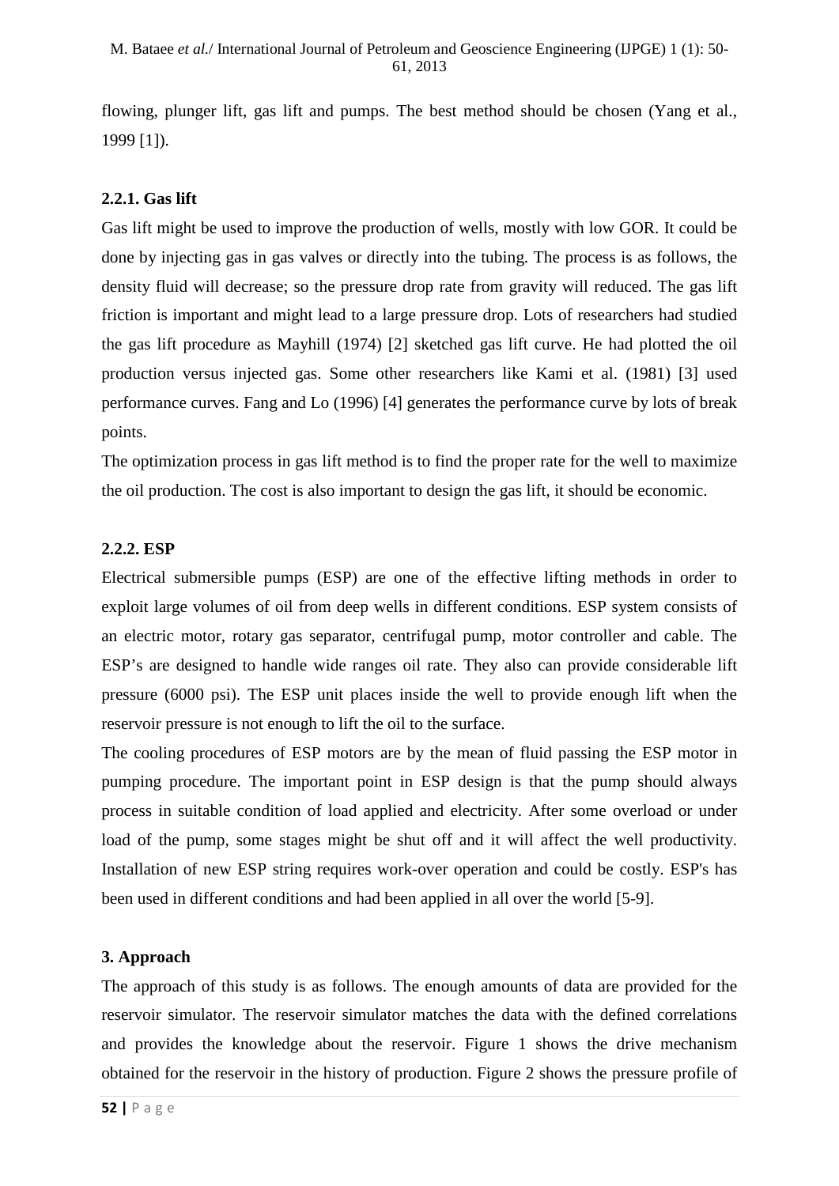flowing, plunger lift, gas lift and pumps. The best method should be chosen (Yang et al., 1999 [1]).

### 2.2.1. Gas lift

Gas lift might be used to improve the production of wells, mostly with low GOR. It could be done by injecting gas in gas valves or directly into the tubing. The process is as follows, the density fluid will decrease; so the pressure drop rate from gravity will reduced. The gas lift friction is important and might lead to a large pressure drop. Lots of researchers had studied the gas lift procedure as Mayhill (1974) [2] sketched gas lift curve. He had plotted the oil production versus injected gas. Some other researchers like Kami et al. (1981) [3] used performance curves. Fang and Lo (1996) [4] generates the performance curve by lots of break points.

The optimization process in gas lift method is to find the proper rate for the well to maximize the oil production. The cost is also important to design the gas lift, it should be economic.

### 2.2.2. ESP

Electrical submersible pumps (ESP) are one of the effective lifting methods in order to exploit large volumes of oil from deep wells in different conditions. ESP system consists of an electric motor, rotary gas separator, centrifugal pump, motor controller and cable. The ESP's are designed to handle wide ranges oil rate. They also can provide considerable lift pressure (6000 psi). The ESP unit places inside the well to provide enough lift when the reservoir pressure is not enough to lift the oil to the surface.

The cooling procedures of ESP motors are by the mean of fluid passing the ESP motor in pumping procedure. The important point in ESP design is that the pump should always process in suitable condition of load applied and electricity. After some overload or under load of the pump, some stages might be shut off and it will affect the well productivity. Installation of new ESP string requires work-over operation and could be costly. ESP's has been used in different conditions and had been applied in all over the world [5-9].

## 3. Approach

The approach of this study is as follows. The enough amounts of data are provided for the reservoir simulator. The reservoir simulator matches the data with the defined correlations and provides the knowledge about the reservoir. Figure 1 shows the drive mechanism obtained for the reservoir in the history of production. Figure 2 shows the pressure profile of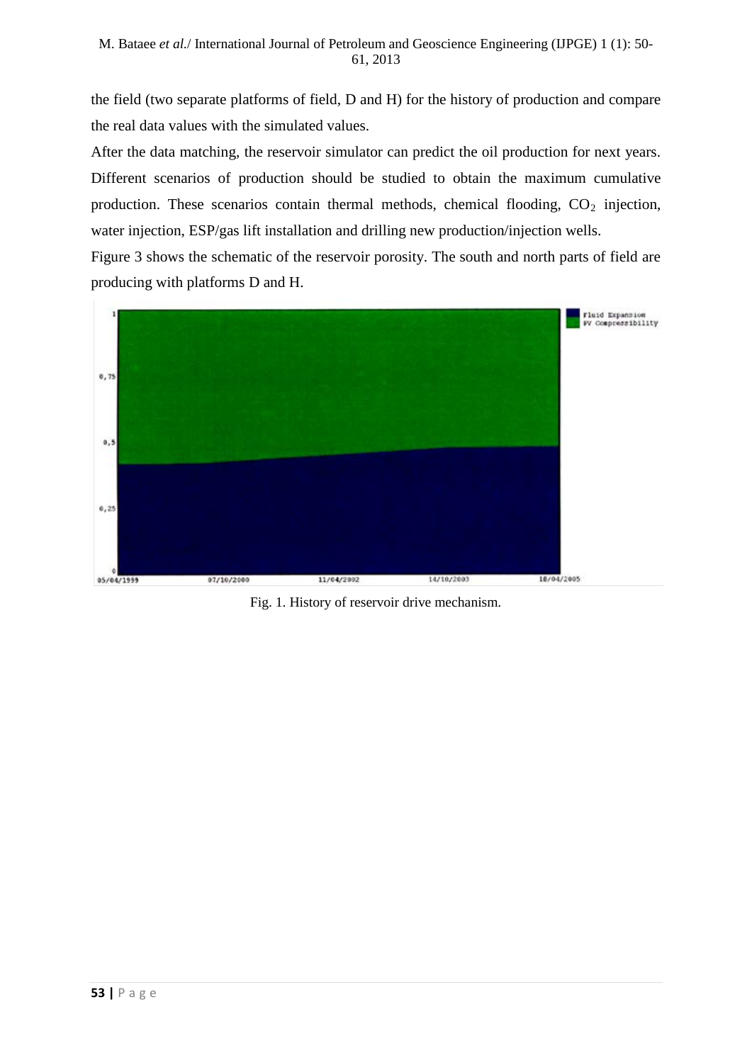the field (two separate platforms of field, D and H) for the history of production and compare the real data values with the simulated values.

After the data matching, the reservoir simulator can predict the oil production for next years. Different scenarios of production should be studied to obtain the maximum cumulative production. These scenarios contain thermal methods, chemical flooding, $CO_2$ injection, water injection, ESP/gas lift installation and drilling new production/injection wells.

Figure 3 shows the schematic of the reservoir porosity. The south and north parts of field are producing with platforms D and H.

Fig. 1. History of reservoir drive mechanism.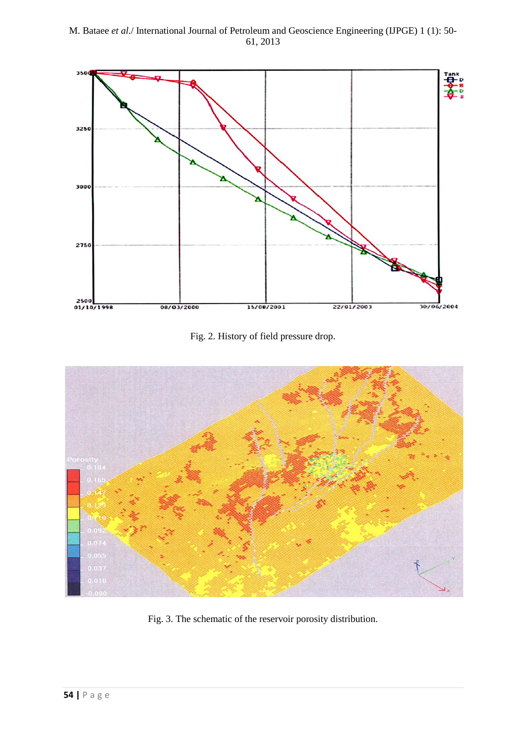Fig. 2. History of field pressure drop.

Fig. 3. The schematic of the reservoir porosity distribution.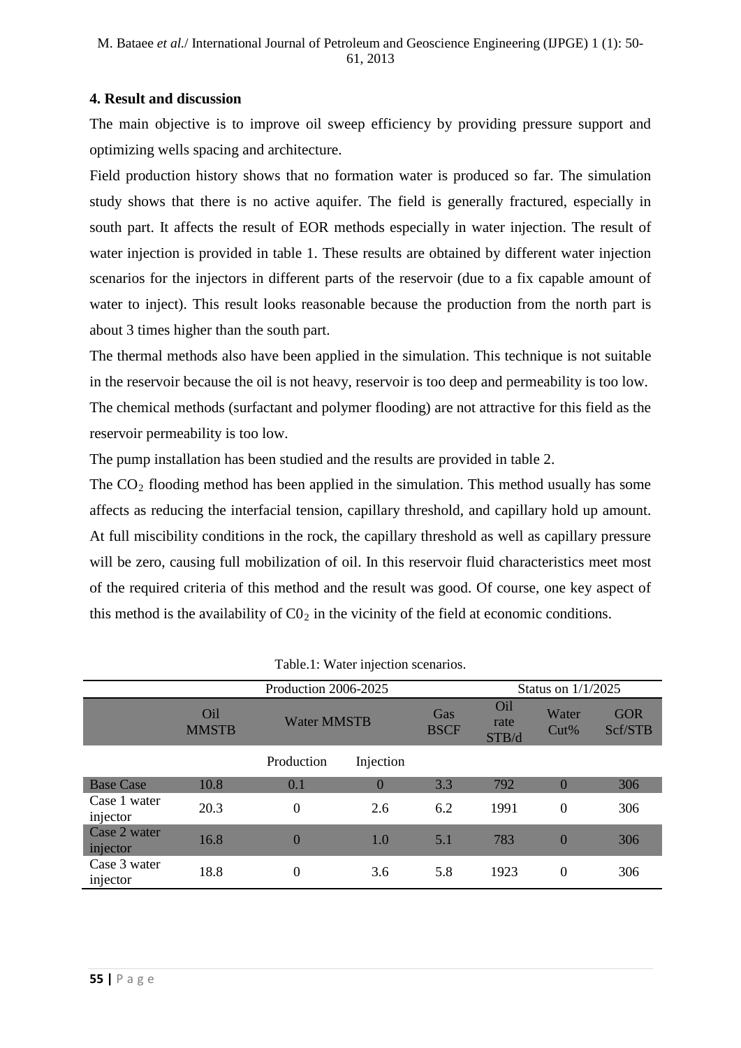## 4. Result and discussion

The main objective is to improve oil sweep efficiency by providing pressure support and optimizing wells spacing and architecture.

Field production history shows that no formation water is produced so far. The simulation study shows that there is no active aquifer. The field is generally fractured, especially in south part. It affects the result of EOR methods especially in water injection. The result of water injection is provided in table 1. These results are obtained by different water injection scenarios for the injectors in different parts of the reservoir (due to a fix capable amount of water to inject). This result looks reasonable because the production from the north part is about 3 times higher than the south part.

The thermal methods also have been applied in the simulation. This technique is not suitable in the reservoir because the oil is not heavy, reservoir is too deep and permeability is too low.

The chemical methods (surfactant and polymer flooding) are not attractive for this field as the reservoir permeability is too low.

The pump installation has been studied and the results are provided in table 2.

The $CO_2$ flooding method has been applied in the simulation. This method usually has some affects as reducing the interfacial tension, capillary threshold, and capillary hold up amount. At full miscibility conditions in the rock, the capillary threshold as well as capillary pressure will be zero, causing full mobilization of oil. In this reservoir fluid characteristics meet most of the required criteria of this method and the result was good. Of course, one key aspect of this method is the availability of $C0_2$ in the vicinity of the field at economic conditions.

Table.1: Water injection scenarios.

| | Production 2006-2025 | | | | Status on 1/1/2025 | | |
|---|---|---|---|---|---|---|---|
| | Oil MMSTB | Water MMSTB | | Gas BSCF | Oil rate STB/d | Water Cut% | GOR Scf/STB |
| | | Production | Injection | | | | |
| Base Case | 10.8 | 0.1 | 0 | 3.3 | 792 | 0 | 306 |
| Case 1 water injector | 20.3 | 0 | 2.6 | 6.2 | 1991 | 0 | 306 |
| Case 2 water injector | 16.8 | 0 | 1.0 | 5.1 | 783 | 0 | 306 |
| Case 3 water injector | 18.8 | 0 | 3.6 | 5.8 | 1923 | 0 | 306 |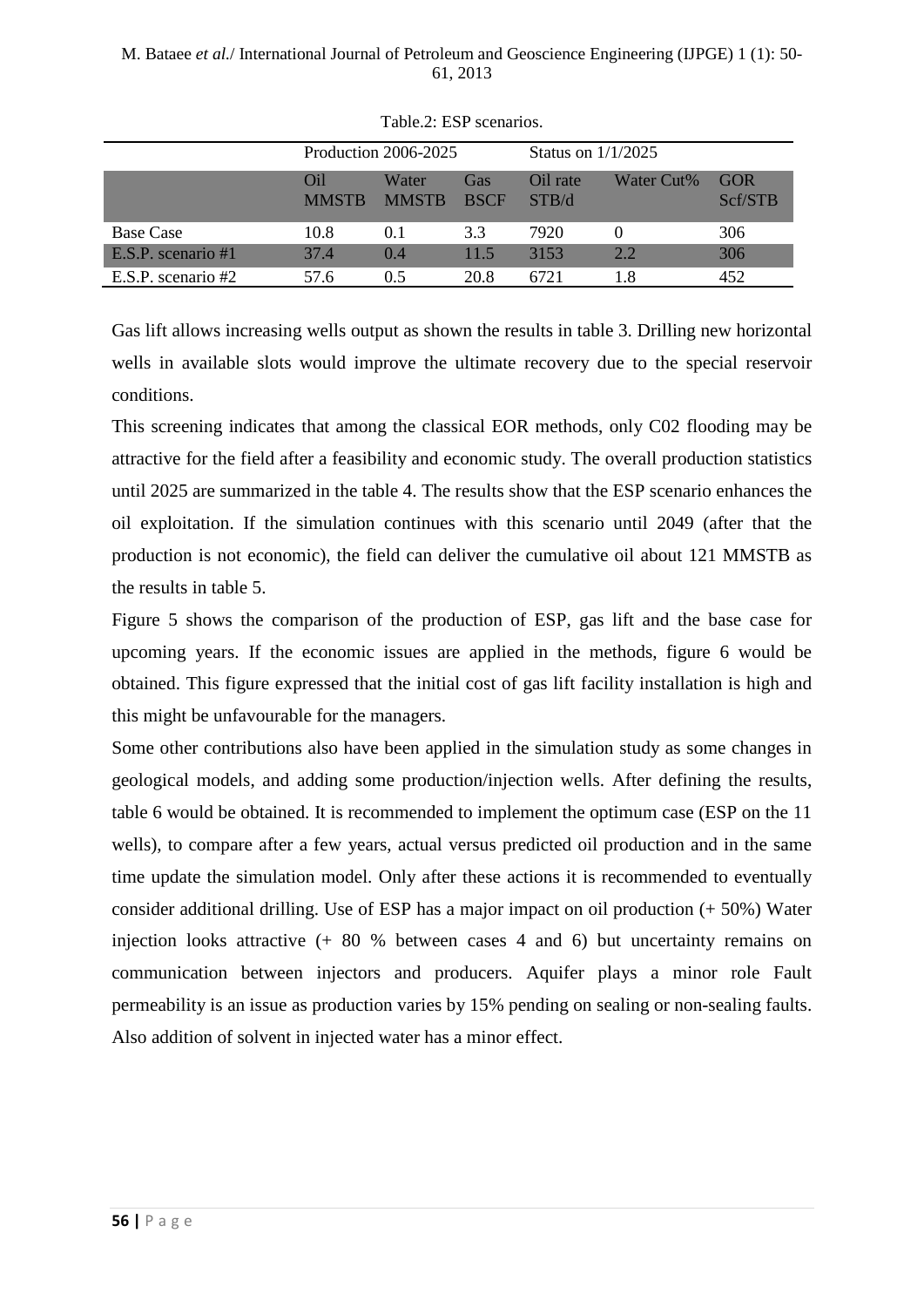Table.2: ESP scenarios.

| | Production 2006-2025 | | | Status on 1/1/2025 | | |
|---|---|---|---|---|---|---|
| | Oil MMSTB | Water MMSTB | Gas BSCF | Oil rate STB/d | Water Cut% | GOR Scf/STB |
| Base Case | 10.8 | 0.1 | 3.3 | 7920 | 0 | 306 |
| E.S.P. scenario #1 | 37.4 | 0.4 | 11.5 | 3153 | 2.2 | 306 |
| E.S.P. scenario #2 | 57.6 | 0.5 | 20.8 | 6721 | 1.8 | 452 |

Gas lift allows increasing wells output as shown the results in table 3. Drilling new horizontal wells in available slots would improve the ultimate recovery due to the special reservoir conditions.

This screening indicates that among the classical EOR methods, only C02 flooding may be attractive for the field after a feasibility and economic study. The overall production statistics until 2025 are summarized in the table 4. The results show that the ESP scenario enhances the oil exploitation. If the simulation continues with this scenario until 2049 (after that the production is not economic), the field can deliver the cumulative oil about 121 MMSTB as the results in table 5.

Figure 5 shows the comparison of the production of ESP, gas lift and the base case for upcoming years. If the economic issues are applied in the methods, figure 6 would be obtained. This figure expressed that the initial cost of gas lift facility installation is high and this might be unfavourable for the managers.

Some other contributions also have been applied in the simulation study as some changes in geological models, and adding some production/injection wells. After defining the results, table 6 would be obtained. It is recommended to implement the optimum case (ESP on the 11 wells), to compare after a few years, actual versus predicted oil production and in the same time update the simulation model. Only after these actions it is recommended to eventually consider additional drilling. Use of ESP has a major impact on oil production (+ 50%) Water injection looks attractive (+ 80 % between cases 4 and 6) but uncertainty remains on communication between injectors and producers. Aquifer plays a minor role Fault permeability is an issue as production varies by 15% pending on sealing or non-sealing faults. Also addition of solvent in injected water has a minor effect.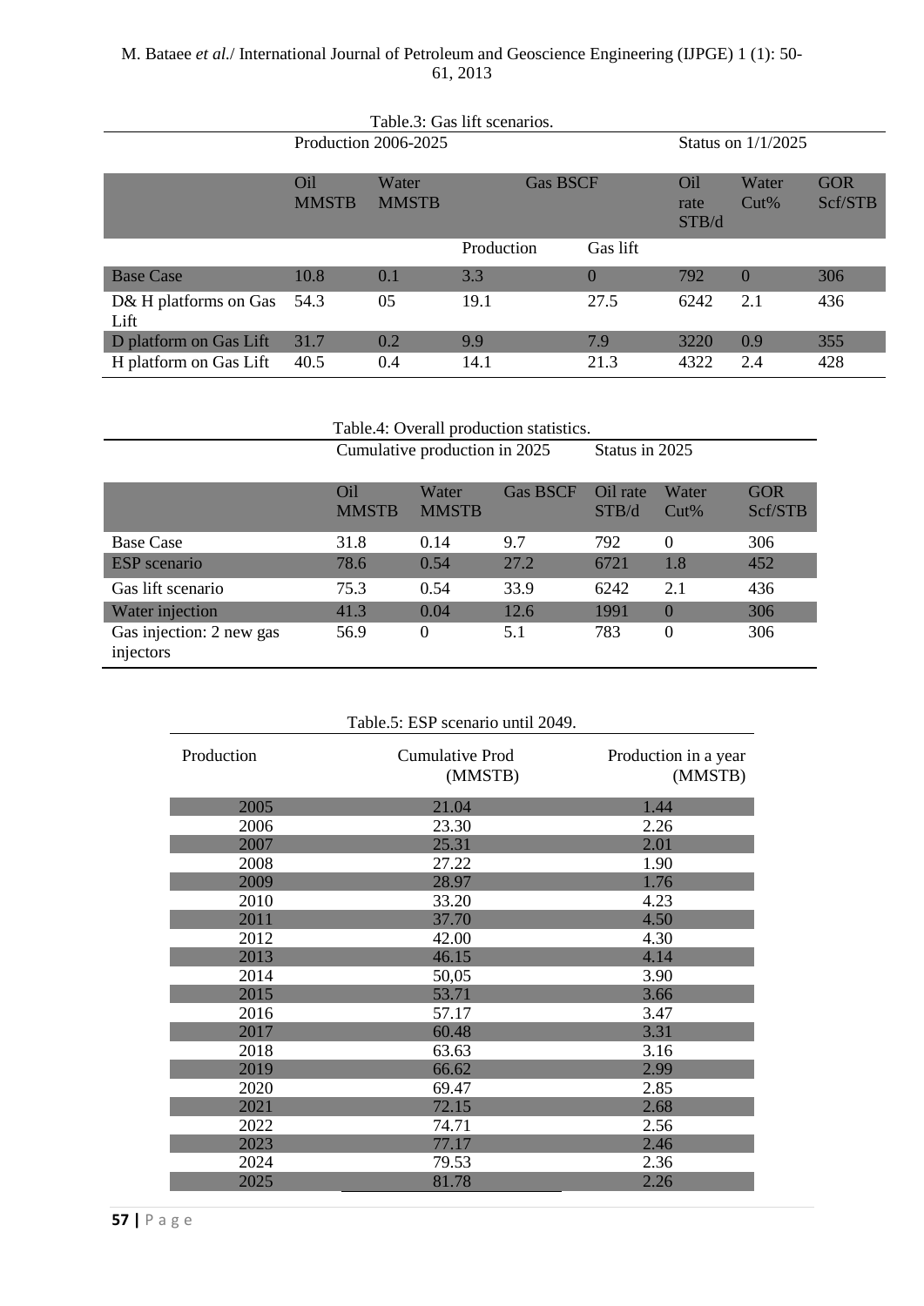Table.3: Gas lift scenarios.

| | Production 2006-2025 | | | | Status on 1/1/2025 | | |
|---|---|---|---|---|---|---|---|
| | Oil MMSTB | Water MMSTB | Gas BSCF | | Oil rate STB/d | Water Cut% | GOR Scf/STB |
| | | | Production | Gas lift | | | |
| Base Case | 10.8 | 0.1 | 3.3 | 0 | 792 | 0 | 306 |
| D& H platforms on Gas Lift | 54.3 | 05 | 19.1 | 27.5 | 6242 | 2.1 | 436 |
| D platform on Gas Lift | 31.7 | 0.2 | 9.9 | 7.9 | 3220 | 0.9 | 355 |
| H platform on Gas Lift | 40.5 | 0.4 | 14.1 | 21.3 | 4322 | 2.4 | 428 |

Table.4: Overall production statistics.

| | Cumulative production in 2025 | | | Status in 2025 | | |
|---|---|---|---|---|---|---|
| | Oil MMSTB | Water MMSTB | Gas BSCF | Oil rate STB/d | Water Cut% | GOR Scf/STB |
| Base Case | 31.8 | 0.14 | 9.7 | 792 | 0 | 306 |
| ESP scenario | 78.6 | 0.54 | 27.2 | 6721 | 1.8 | 452 |
| Gas lift scenario | 75.3 | 0.54 | 33.9 | 6242 | 2.1 | 436 |
| Water injection | 41.3 | 0.04 | 12.6 | 1991 | 0 | 306 |
| Gas injection: 2 new gas injectors | 56.9 | 0 | 5.1 | 783 | 0 | 306 |

Table.5: ESP scenario until 2049.

| Production | Cumulative Prod (MMSTB) | Production in a year (MMSTB) |
|---|---|---|
| 2005 | 21.04 | 1.44 |
| 2006 | 23.30 | 2.26 |
| 2007 | 25.31 | 2.01 |
| 2008 | 27.22 | 1.90 |
| 2009 | 28.97 | 1.76 |
| 2010 | 33.20 | 4.23 |
| 2011 | 37.70 | 4.50 |
| 2012 | 42.00 | 4.30 |
| 2013 | 46.15 | 4.14 |
| 2014 | 50,05 | 3.90 |
| 2015 | 53.71 | 3.66 |
| 2016 | 57.17 | 3.47 |
| 2017 | 60.48 | 3.31 |
| 2018 | 63.63 | 3.16 |
| 2019 | 66.62 | 2.99 |
| 2020 | 69.47 | 2.85 |
| 2021 | 72.15 | 2.68 |
| 2022 | 74.71 | 2.56 |
| 2023 | 77.17 | 2.46 |
| 2024 | 79.53 | 2.36 |
| 2025 | 81.78 | 2.26 |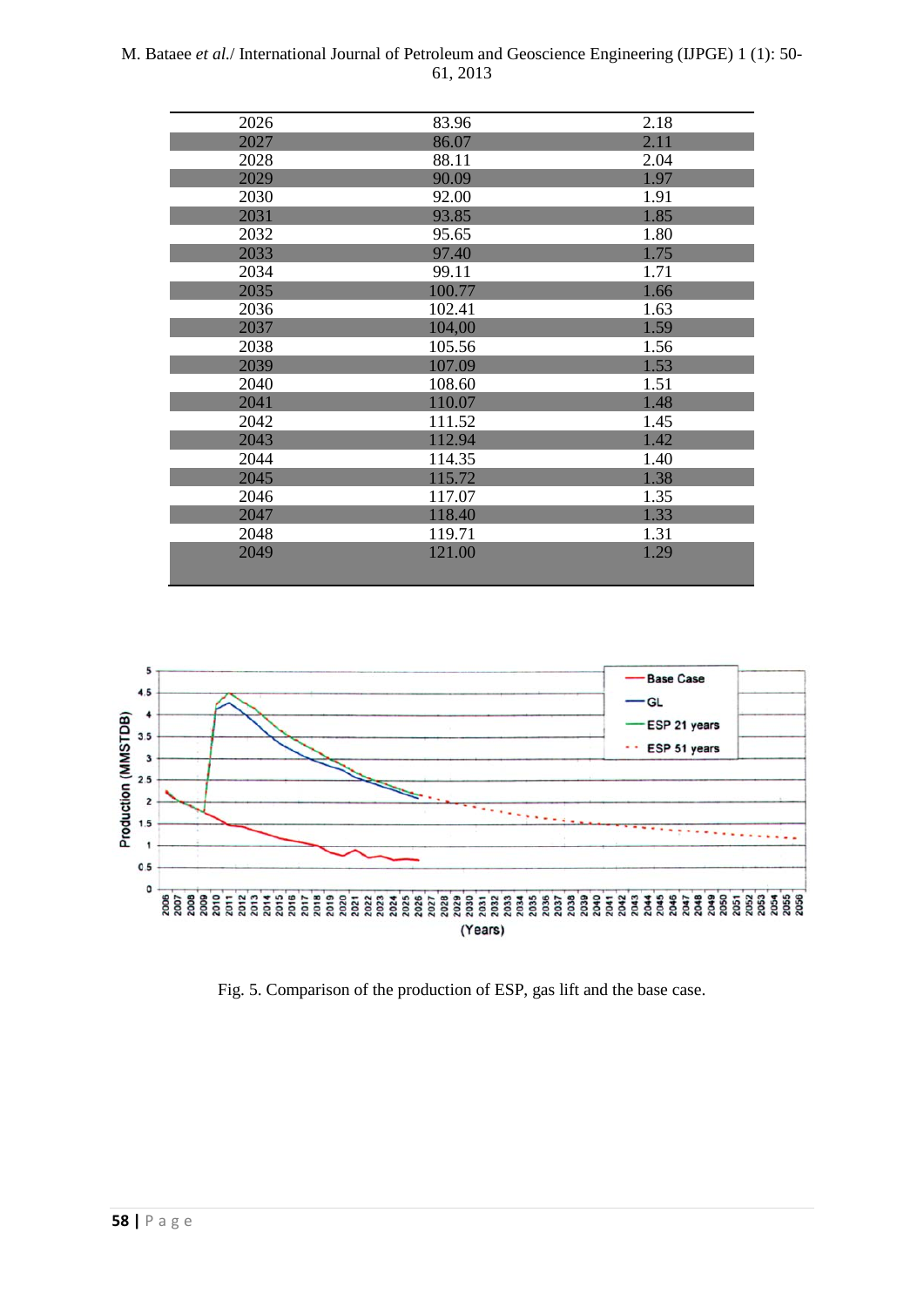| | | |
|---|---|---|
| 2026 | 83.96 | 2.18 |
| 2027 | 86.07 | 2.11 |
| 2028 | 88.11 | 2.04 |
| 2029 | 90.09 | 1.97 |
| 2030 | 92.00 | 1.91 |
| 2031 | 93.85 | 1.85 |
| 2032 | 95.65 | 1.80 |
| 2033 | 97.40 | 1.75 |
| 2034 | 99.11 | 1.71 |
| 2035 | 100.77 | 1.66 |
| 2036 | 102.41 | 1.63 |
| 2037 | 104,00 | 1.59 |
| 2038 | 105.56 | 1.56 |
| 2039 | 107.09 | 1.53 |
| 2040 | 108.60 | 1.51 |
| 2041 | 110.07 | 1.48 |
| 2042 | 111.52 | 1.45 |
| 2043 | 112.94 | 1.42 |
| 2044 | 114.35 | 1.40 |
| 2045 | 115.72 | 1.38 |
| 2046 | 117.07 | 1.35 |
| 2047 | 118.40 | 1.33 |
| 2048 | 119.71 | 1.31 |
| 2049 | 121.00 | 1.29 |

Fig. 5. Comparison of the production of ESP, gas lift and the base case.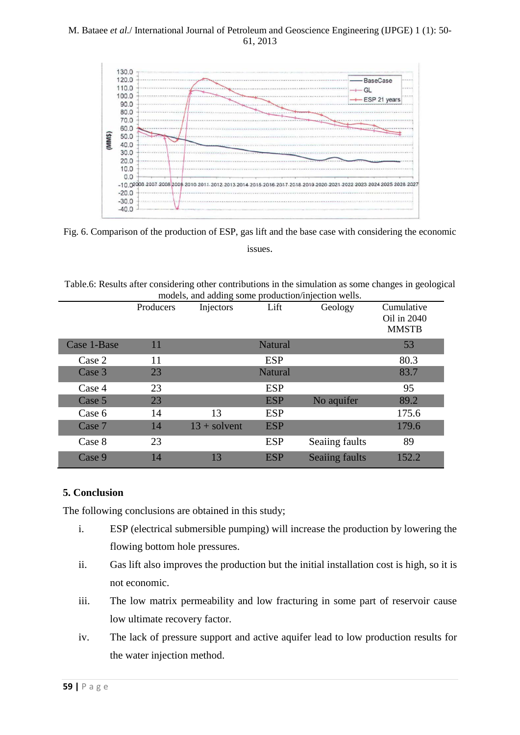Fig. 6. Comparison of the production of ESP, gas lift and the base case with considering the economic issues.

Table.6: Results after considering other contributions in the simulation as some changes in geological models, and adding some production/injection wells.

| | Producers | Injectors | Lift | Geology | Cumulative Oil in 2040 MMSTB |
|---|---|---|---|---|---|
| Case 1-Base | 11 | | Natural | | 53 |
| Case 2 | 11 | | ESP | | 80.3 |
| Case 3 | 23 | | Natural | | 83.7 |
| Case 4 | 23 | | ESP | | 95 |
| Case 5 | 23 | | ESP | No aquifer | 89.2 |
| Case 6 | 14 | 13 | ESP | | 175.6 |
| Case 7 | 14 | 13 + solvent | ESP | | 179.6 |
| Case 8 | 23 | | ESP | Seaiing faults | 89 |
| Case 9 | 14 | 13 | ESP | Seaiing faults | 152.2 |

## 5. Conclusion

The following conclusions are obtained in this study;

i. ESP (electrical submersible pumping) will increase the production by lowering the flowing bottom hole pressures.

ii. Gas lift also improves the production but the initial installation cost is high, so it is not economic.

iii. The low matrix permeability and low fracturing in some part of reservoir cause low ultimate recovery factor.

iv. The lack of pressure support and active aquifer lead to low production results for the water injection method.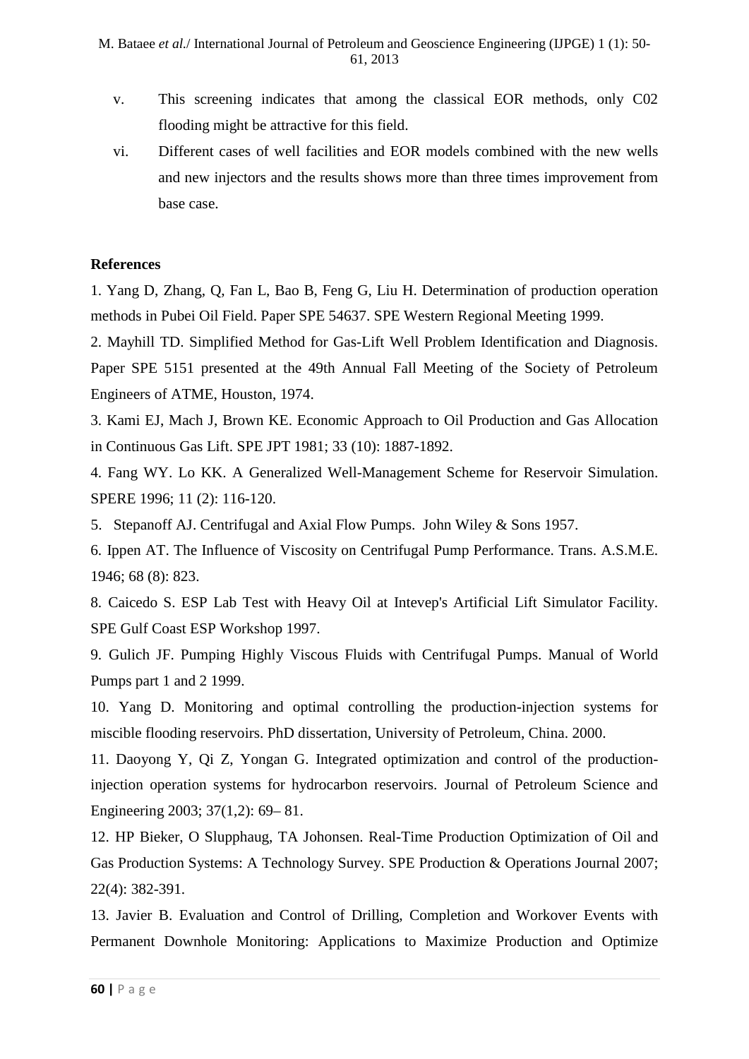v. This screening indicates that among the classical EOR methods, only C02 flooding might be attractive for this field.

vi. Different cases of well facilities and EOR models combined with the new wells and new injectors and the results shows more than three times improvement from base case.

**References**

1. Yang D, Zhang, Q, Fan L, Bao B, Feng G, Liu H. Determination of production operation methods in Pubei Oil Field. Paper SPE 54637. SPE Western Regional Meeting 1999.

2. Mayhill TD. Simplified Method for Gas-Lift Well Problem Identification and Diagnosis. Paper SPE 5151 presented at the 49th Annual Fall Meeting of the Society of Petroleum Engineers of ATME, Houston, 1974.

3. Kami EJ, Mach J, Brown KE. Economic Approach to Oil Production and Gas Allocation in Continuous Gas Lift. SPE JPT 1981; 33 (10): 1887-1892.

4. Fang WY. Lo KK. A Generalized Well-Management Scheme for Reservoir Simulation. SPERE 1996; 11 (2): 116-120.

5. Stepanoff AJ. Centrifugal and Axial Flow Pumps. John Wiley & Sons 1957.

6. Ippen AT. The Influence of Viscosity on Centrifugal Pump Performance. Trans. A.S.M.E. 1946; 68 (8): 823.

8. Caicedo S. ESP Lab Test with Heavy Oil at Intevep's Artificial Lift Simulator Facility. SPE Gulf Coast ESP Workshop 1997.

9. Gulich JF. Pumping Highly Viscous Fluids with Centrifugal Pumps. Manual of World Pumps part 1 and 2 1999.

10. Yang D. Monitoring and optimal controlling the production-injection systems for miscible flooding reservoirs. PhD dissertation, University of Petroleum, China. 2000.

11. Daoyong Y, Qi Z, Yongan G. Integrated optimization and control of the production-injection operation systems for hydrocarbon reservoirs. Journal of Petroleum Science and Engineering 2003; 37(1,2): 69– 81.

12. HP Bieker, O Slupphaug, TA Johonsen. Real-Time Production Optimization of Oil and Gas Production Systems: A Technology Survey. SPE Production & Operations Journal 2007; 22(4): 382-391.

13. Javier B. Evaluation and Control of Drilling, Completion and Workover Events with Permanent Downhole Monitoring: Applications to Maximize Production and Optimize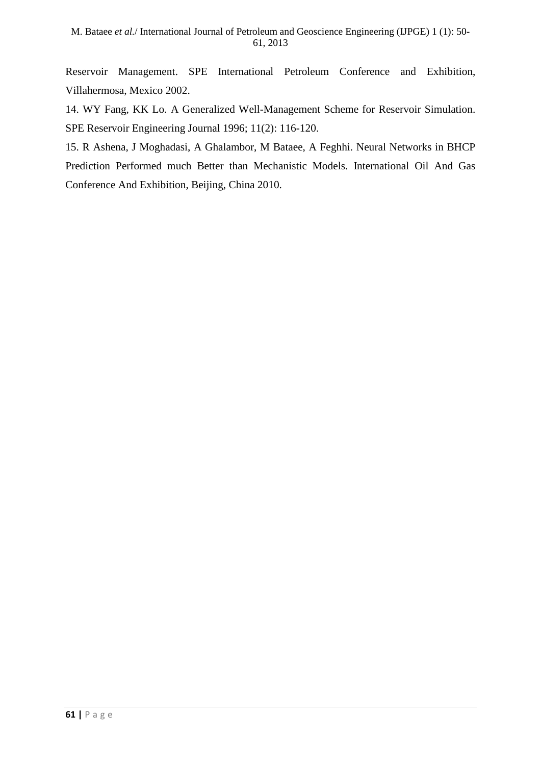Reservoir Management. SPE International Petroleum Conference and Exhibition, Villahermosa, Mexico 2002.

14. WY Fang, KK Lo. A Generalized Well-Management Scheme for Reservoir Simulation. SPE Reservoir Engineering Journal 1996; 11(2): 116-120.

15. R Ashena, J Moghadasi, A Ghalambor, M Bataee, A Feghhi. Neural Networks in BHCP Prediction Performed much Better than Mechanistic Models. International Oil And Gas Conference And Exhibition, Beijing, China 2010.